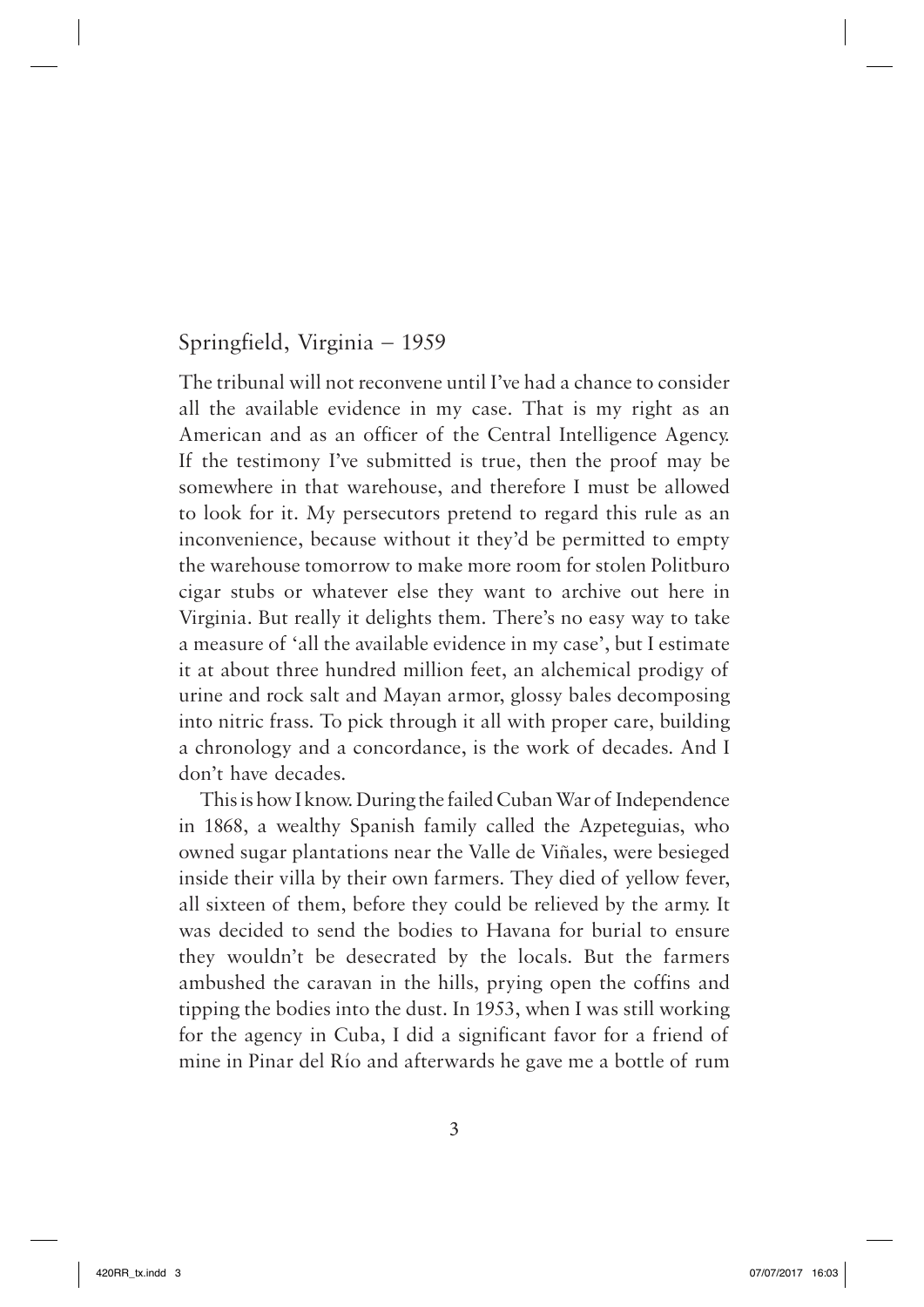## Springfield, Virginia – 1959

The tribunal will not reconvene until I've had a chance to consider all the available evidence in my case. That is my right as an American and as an officer of the Central Intelligence Agency. If the testimony I've submitted is true, then the proof may be somewhere in that warehouse, and therefore I must be allowed to look for it. My persecutors pretend to regard this rule as an inconvenience, because without it they'd be permitted to empty the warehouse tomorrow to make more room for stolen Politburo cigar stubs or whatever else they want to archive out here in Virginia. But really it delights them. There's no easy way to take a measure of 'all the available evidence in my case', but I estimate it at about three hundred million feet, an alchemical prodigy of urine and rock salt and Mayan armor, glossy bales decomposing into nitric frass. To pick through it all with proper care, building a chronology and a concordance, is the work of decades. And I don't have decades.

This is how I know. During the failed Cuban War of Independence in 1868, a wealthy Spanish family called the Azpeteguias, who owned sugar plantations near the Valle de Viñales, were besieged inside their villa by their own farmers. They died of yellow fever, all sixteen of them, before they could be relieved by the army. It was decided to send the bodies to Havana for burial to ensure they wouldn't be desecrated by the locals. But the farmers ambushed the caravan in the hills, prying open the coffins and tipping the bodies into the dust. In 1953, when I was still working for the agency in Cuba, I did a significant favor for a friend of mine in Pinar del Río and afterwards he gave me a bottle of rum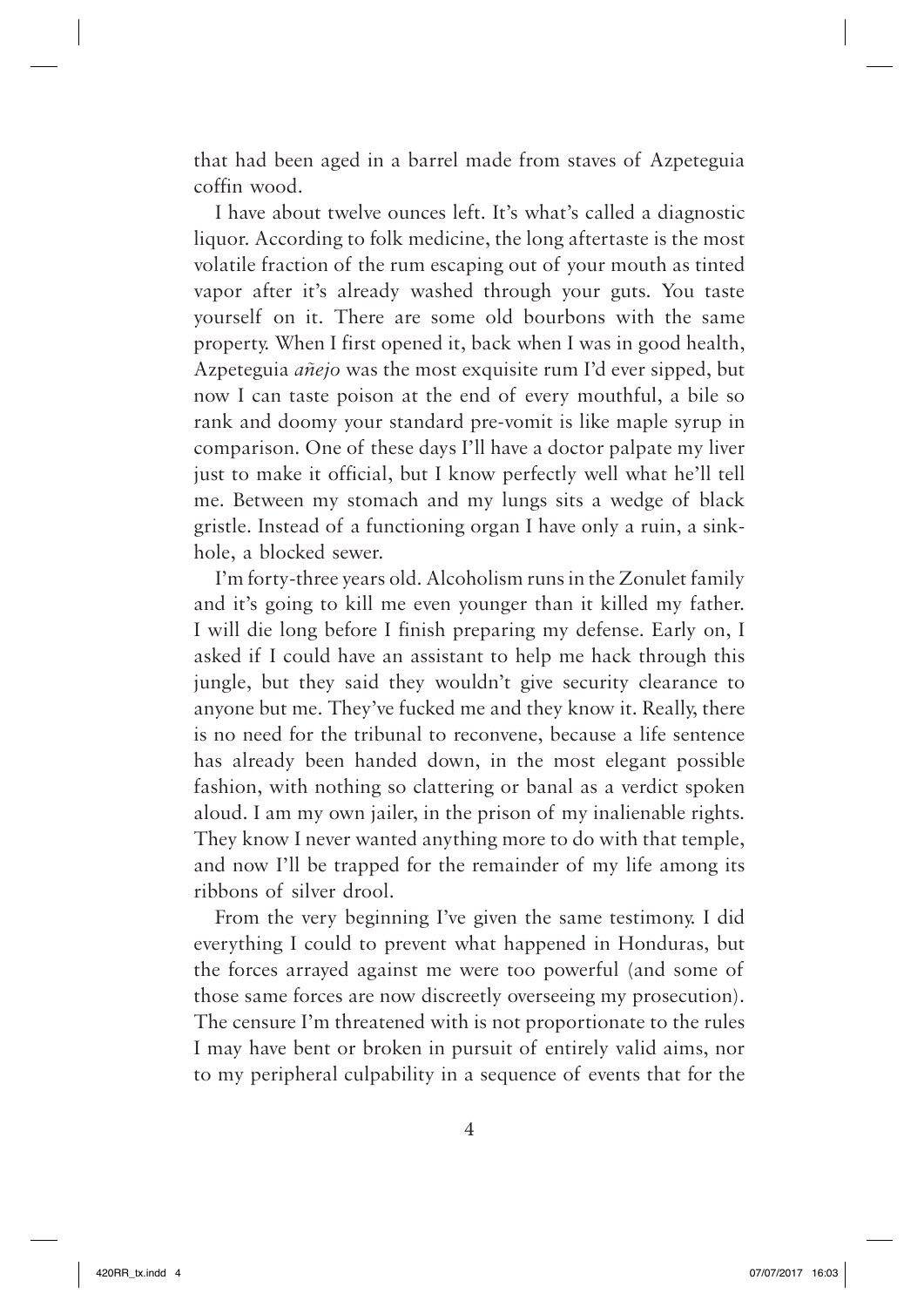that had been aged in a barrel made from staves of Azpeteguia coffin wood.

I have about twelve ounces left. It's what's called a diagnostic liquor. According to folk medicine, the long aftertaste is the most volatile fraction of the rum escaping out of your mouth as tinted vapor after it's already washed through your guts. You taste yourself on it. There are some old bourbons with the same property. When I first opened it, back when I was in good health, Azpeteguia *añejo* was the most exquisite rum I'd ever sipped, but now I can taste poison at the end of every mouthful, a bile so rank and doomy your standard pre-vomit is like maple syrup in comparison. One of these days I'll have a doctor palpate my liver just to make it official, but I know perfectly well what he'll tell me. Between my stomach and my lungs sits a wedge of black gristle. Instead of a functioning organ I have only a ruin, a sinkhole, a blocked sewer.

I'm forty-three years old. Alcoholism runs in the Zonulet family and it's going to kill me even younger than it killed my father. I will die long before I finish preparing my defense. Early on, I asked if I could have an assistant to help me hack through this jungle, but they said they wouldn't give security clearance to anyone but me. They've fucked me and they know it. Really, there is no need for the tribunal to reconvene, because a life sentence has already been handed down, in the most elegant possible fashion, with nothing so clattering or banal as a verdict spoken aloud. I am my own jailer, in the prison of my inalienable rights. They know I never wanted anything more to do with that temple, and now I'll be trapped for the remainder of my life among its ribbons of silver drool.

From the very beginning I've given the same testimony. I did everything I could to prevent what happened in Honduras, but the forces arrayed against me were too powerful (and some of those same forces are now discreetly overseeing my prosecution). The censure I'm threatened with is not proportionate to the rules I may have bent or broken in pursuit of entirely valid aims, nor to my peripheral culpability in a sequence of events that for the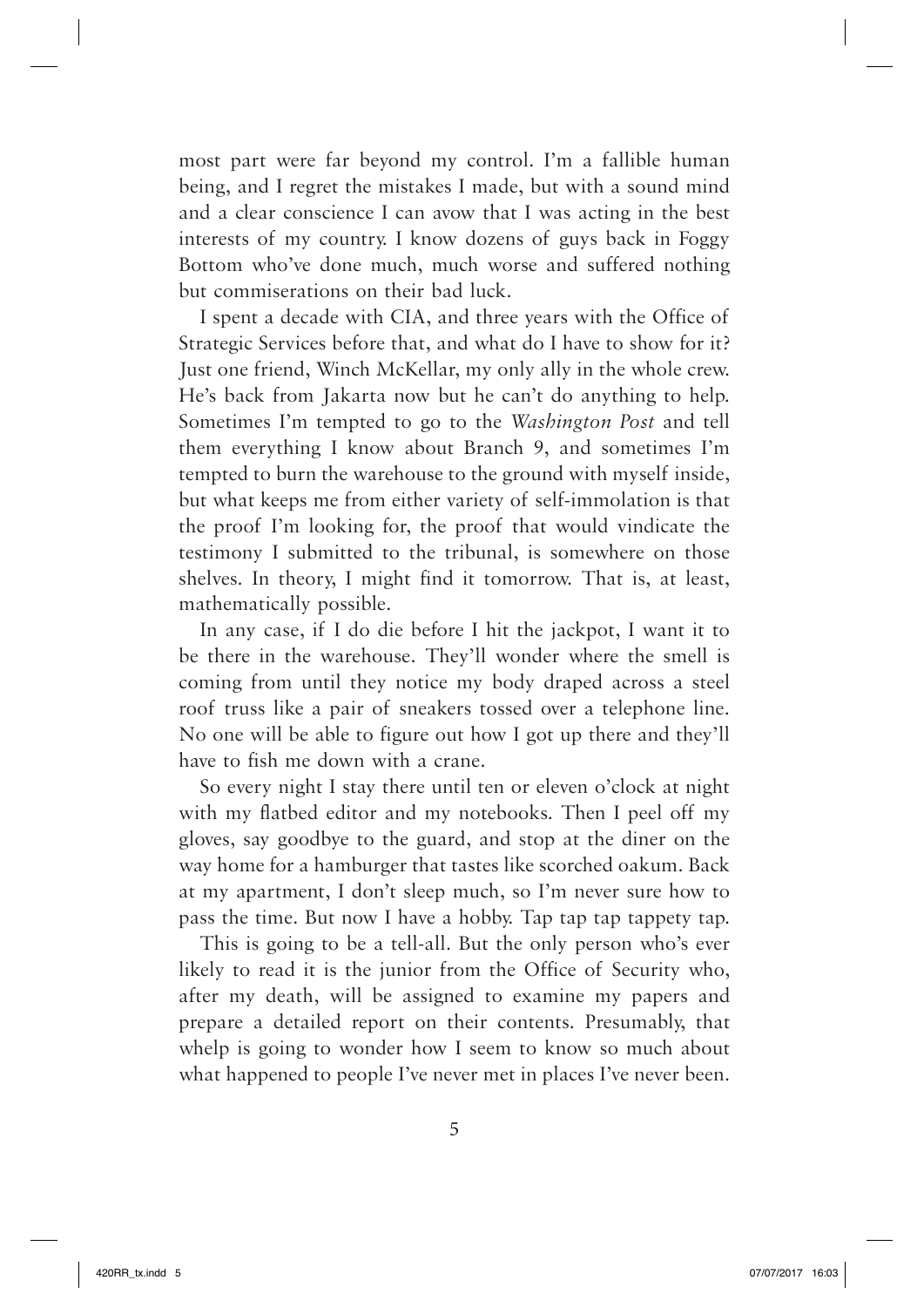most part were far beyond my control. I'm a fallible human being, and I regret the mistakes I made, but with a sound mind and a clear conscience I can avow that I was acting in the best interests of my country. I know dozens of guys back in Foggy Bottom who've done much, much worse and suffered nothing but commiserations on their bad luck.

I spent a decade with CIA, and three years with the Office of Strategic Services before that, and what do I have to show for it? Just one friend, Winch McKellar, my only ally in the whole crew. He's back from Jakarta now but he can't do anything to help. Sometimes I'm tempted to go to the *Washington Post* and tell them everything I know about Branch 9, and sometimes I'm tempted to burn the warehouse to the ground with myself inside, but what keeps me from either variety of self-immolation is that the proof I'm looking for, the proof that would vindicate the testimony I submitted to the tribunal, is somewhere on those shelves. In theory, I might find it tomorrow. That is, at least, mathematically possible.

In any case, if I do die before I hit the jackpot, I want it to be there in the warehouse. They'll wonder where the smell is coming from until they notice my body draped across a steel roof truss like a pair of sneakers tossed over a telephone line. No one will be able to figure out how I got up there and they'll have to fish me down with a crane.

So every night I stay there until ten or eleven o'clock at night with my flatbed editor and my notebooks. Then I peel off my gloves, say goodbye to the guard, and stop at the diner on the way home for a hamburger that tastes like scorched oakum. Back at my apartment, I don't sleep much, so I'm never sure how to pass the time. But now I have a hobby. Tap tap tap tappety tap.

This is going to be a tell-all. But the only person who's ever likely to read it is the junior from the Office of Security who, after my death, will be assigned to examine my papers and prepare a detailed report on their contents. Presumably, that whelp is going to wonder how I seem to know so much about what happened to people I've never met in places I've never been.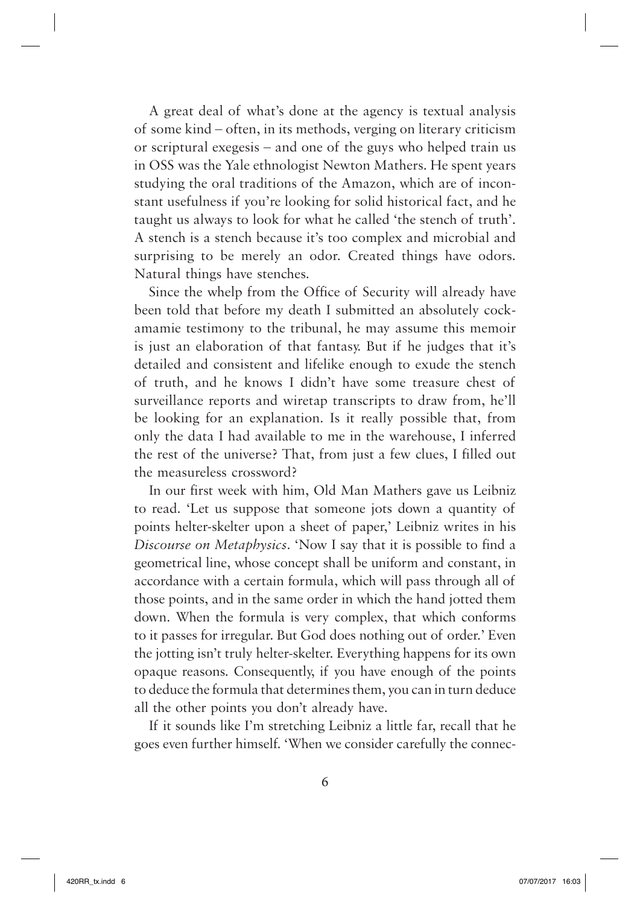A great deal of what's done at the agency is textual analysis of some kind – often, in its methods, verging on literary criticism or scriptural exegesis – and one of the guys who helped train us in OSS was the Yale ethnologist Newton Mathers. He spent years studying the oral traditions of the Amazon, which are of inconstant usefulness if you're looking for solid historical fact, and he taught us always to look for what he called 'the stench of truth'. A stench is a stench because it's too complex and microbial and surprising to be merely an odor. Created things have odors. Natural things have stenches.

Since the whelp from the Office of Security will already have been told that before my death I submitted an absolutely cockamamie testimony to the tribunal, he may assume this memoir is just an elaboration of that fantasy. But if he judges that it's detailed and consistent and lifelike enough to exude the stench of truth, and he knows I didn't have some treasure chest of surveillance reports and wiretap transcripts to draw from, he'll be looking for an explanation. Is it really possible that, from only the data I had available to me in the warehouse, I inferred the rest of the universe? That, from just a few clues, I filled out the measureless crossword?

In our first week with him, Old Man Mathers gave us Leibniz to read. 'Let us suppose that someone jots down a quantity of points helter-skelter upon a sheet of paper,' Leibniz writes in his *Discourse on Metaphysics*. 'Now I say that it is possible to find a geometrical line, whose concept shall be uniform and constant, in accordance with a certain formula, which will pass through all of those points, and in the same order in which the hand jotted them down. When the formula is very complex, that which conforms to it passes for irregular. But God does nothing out of order.' Even the jotting isn't truly helter-skelter. Everything happens for its own opaque reasons. Consequently, if you have enough of the points to deduce the formula that determines them, you can in turn deduce all the other points you don't already have.

If it sounds like I'm stretching Leibniz a little far, recall that he goes even further himself. 'When we consider carefully the connec-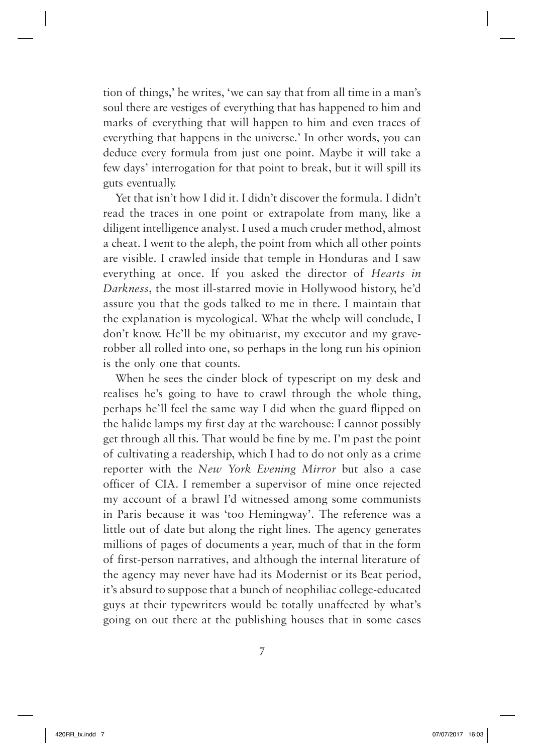tion of things,' he writes, 'we can say that from all time in a man's soul there are vestiges of everything that has happened to him and marks of everything that will happen to him and even traces of everything that happens in the universe.' In other words, you can deduce every formula from just one point. Maybe it will take a few days' interrogation for that point to break, but it will spill its guts eventually.

Yet that isn't how I did it. I didn't discover the formula. I didn't read the traces in one point or extrapolate from many, like a diligent intelligence analyst. I used a much cruder method, almost a cheat. I went to the aleph, the point from which all other points are visible. I crawled inside that temple in Honduras and I saw everything at once. If you asked the director of *Hearts in Darkness*, the most ill-starred movie in Hollywood history, he'd assure you that the gods talked to me in there. I maintain that the explanation is mycological. What the whelp will conclude, I don't know. He'll be my obituarist, my executor and my grave-robber all rolled into one, so perhaps in the long run his opinion is the only one that counts.

When he sees the cinder block of typescript on my desk and realises he's going to have to crawl through the whole thing, perhaps he'll feel the same way I did when the guard flipped on the halide lamps my first day at the warehouse: I cannot possibly get through all this. That would be fine by me. I'm past the point of cultivating a readership, which I had to do not only as a crime reporter with the *New York Evening Mirror* but also a case officer of CIA. I remember a supervisor of mine once rejected my account of a brawl I'd witnessed among some communists in Paris because it was 'too Hemingway'. The reference was a little out of date but along the right lines. The agency generates millions of pages of documents a year, much of that in the form of first-person narratives, and although the internal literature of the agency may never have had its Modernist or its Beat period, it's absurd to suppose that a bunch of neophiliac college-educated guys at their typewriters would be totally unaffected by what's going on out there at the publishing houses that in some cases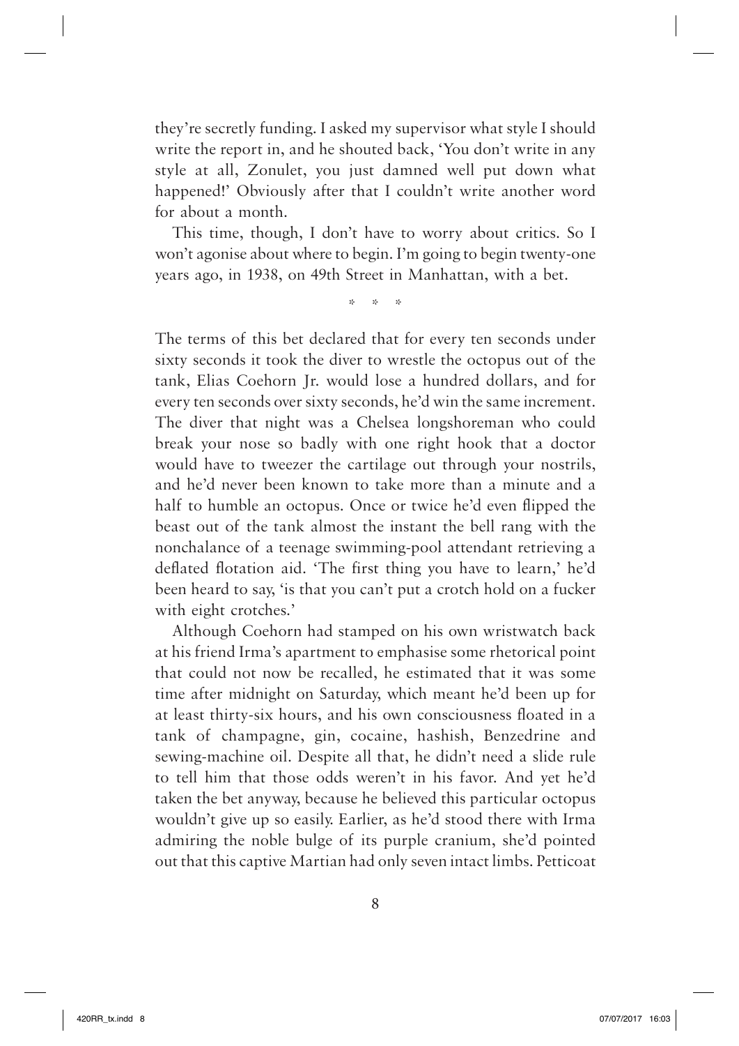they're secretly funding. I asked my supervisor what style I should write the report in, and he shouted back, 'You don't write in any style at all, Zonulet, you just damned well put down what happened!' Obviously after that I couldn't write another word for about a month.

This time, though, I don't have to worry about critics. So I won't agonise about where to begin. I'm going to begin twenty-one years ago, in 1938, on 49th Street in Manhattan, with a bet.

\* \* \*

The terms of this bet declared that for every ten seconds under sixty seconds it took the diver to wrestle the octopus out of the tank, Elias Coehorn Jr. would lose a hundred dollars, and for every ten seconds over sixty seconds, he'd win the same increment. The diver that night was a Chelsea longshoreman who could break your nose so badly with one right hook that a doctor would have to tweezer the cartilage out through your nostrils, and he'd never been known to take more than a minute and a half to humble an octopus. Once or twice he'd even flipped the beast out of the tank almost the instant the bell rang with the nonchalance of a teenage swimming-pool attendant retrieving a deflated flotation aid. 'The first thing you have to learn,' he'd been heard to say, 'is that you can't put a crotch hold on a fucker with eight crotches.'

Although Coehorn had stamped on his own wristwatch back at his friend Irma's apartment to emphasise some rhetorical point that could not now be recalled, he estimated that it was some time after midnight on Saturday, which meant he'd been up for at least thirty-six hours, and his own consciousness floated in a tank of champagne, gin, cocaine, hashish, Benzedrine and sewing-machine oil. Despite all that, he didn't need a slide rule to tell him that those odds weren't in his favor. And yet he'd taken the bet anyway, because he believed this particular octopus wouldn't give up so easily. Earlier, as he'd stood there with Irma admiring the noble bulge of its purple cranium, she'd pointed out that this captive Martian had only seven intact limbs. Petticoat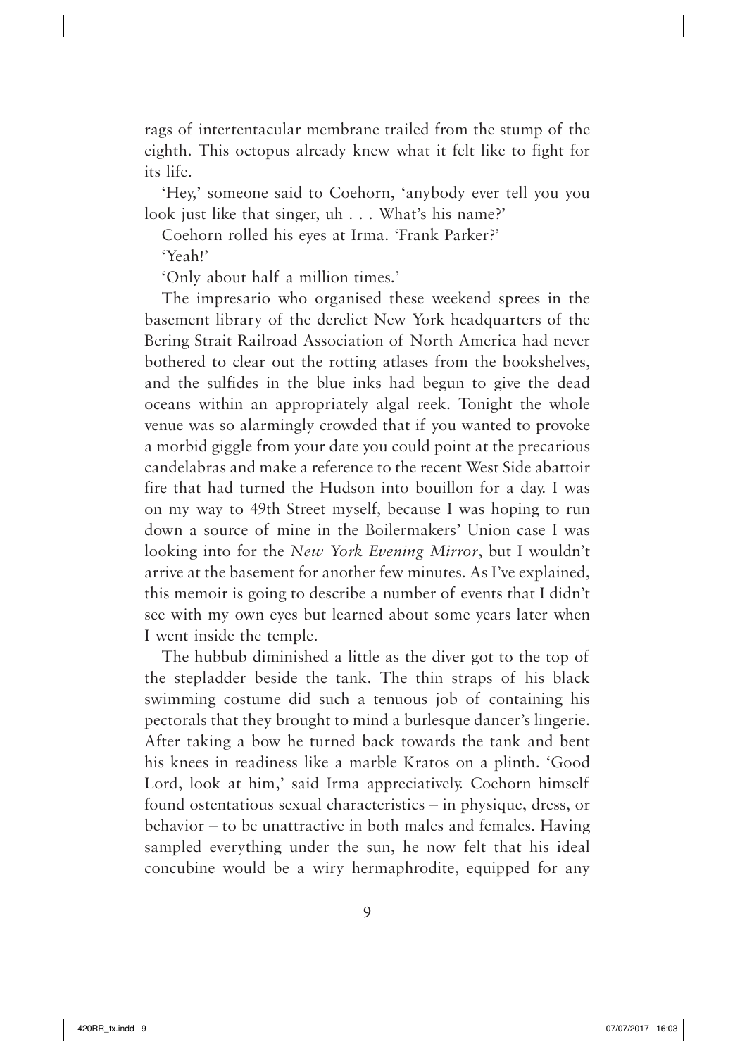rags of intertentacular membrane trailed from the stump of the eighth. This octopus already knew what it felt like to fight for its life.

'Hey,' someone said to Coehorn, 'anybody ever tell you you look just like that singer, uh . . . What's his name?'

Coehorn rolled his eyes at Irma. 'Frank Parker?'

'Yeah!'

'Only about half a million times.'

The impresario who organised these weekend sprees in the basement library of the derelict New York headquarters of the Bering Strait Railroad Association of North America had never bothered to clear out the rotting atlases from the bookshelves, and the sulfides in the blue inks had begun to give the dead oceans within an appropriately algal reek. Tonight the whole venue was so alarmingly crowded that if you wanted to provoke a morbid giggle from your date you could point at the precarious candelabras and make a reference to the recent West Side abattoir fire that had turned the Hudson into bouillon for a day. I was on my way to 49th Street myself, because I was hoping to run down a source of mine in the Boilermakers' Union case I was looking into for the *New York Evening Mirror*, but I wouldn't arrive at the basement for another few minutes. As I've explained, this memoir is going to describe a number of events that I didn't see with my own eyes but learned about some years later when I went inside the temple.

The hubbub diminished a little as the diver got to the top of the stepladder beside the tank. The thin straps of his black swimming costume did such a tenuous job of containing his pectorals that they brought to mind a burlesque dancer's lingerie. After taking a bow he turned back towards the tank and bent his knees in readiness like a marble Kratos on a plinth. 'Good Lord, look at him,' said Irma appreciatively. Coehorn himself found ostentatious sexual characteristics – in physique, dress, or behavior – to be unattractive in both males and females. Having sampled everything under the sun, he now felt that his ideal concubine would be a wiry hermaphrodite, equipped for any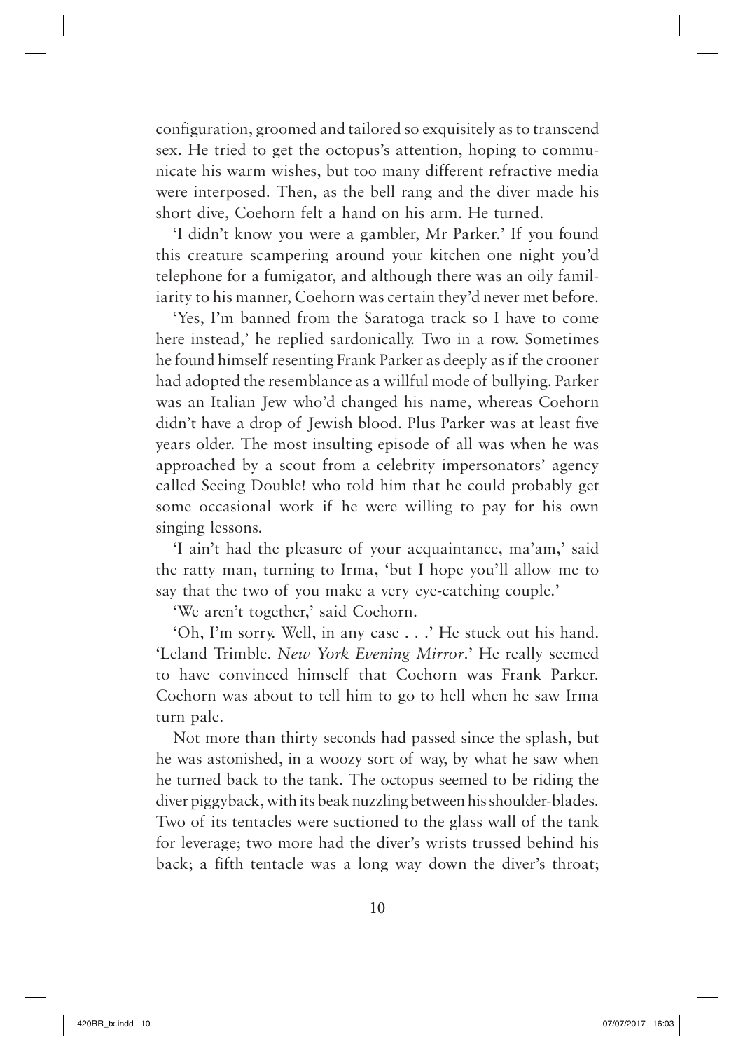configuration, groomed and tailored so exquisitely as to transcend sex. He tried to get the octopus's attention, hoping to communicate his warm wishes, but too many different refractive media were interposed. Then, as the bell rang and the diver made his short dive, Coehorn felt a hand on his arm. He turned.

'I didn't know you were a gambler, Mr Parker.' If you found this creature scampering around your kitchen one night you'd telephone for a fumigator, and although there was an oily familiarity to his manner, Coehorn was certain they'd never met before.

'Yes, I'm banned from the Saratoga track so I have to come here instead,' he replied sardonically. Two in a row. Sometimes he found himself resenting Frank Parker as deeply as if the crooner had adopted the resemblance as a willful mode of bullying. Parker was an Italian Jew who'd changed his name, whereas Coehorn didn't have a drop of Jewish blood. Plus Parker was at least five years older. The most insulting episode of all was when he was approached by a scout from a celebrity impersonators' agency called Seeing Double! who told him that he could probably get some occasional work if he were willing to pay for his own singing lessons.

'I ain't had the pleasure of your acquaintance, ma'am,' said the ratty man, turning to Irma, 'but I hope you'll allow me to say that the two of you make a very eye-catching couple.'

'We aren't together,' said Coehorn.

'Oh, I'm sorry. Well, in any case . . .' He stuck out his hand. 'Leland Trimble. *New York Evening Mirror*.' He really seemed to have convinced himself that Coehorn was Frank Parker. Coehorn was about to tell him to go to hell when he saw Irma turn pale.

Not more than thirty seconds had passed since the splash, but he was astonished, in a woozy sort of way, by what he saw when he turned back to the tank. The octopus seemed to be riding the diver piggyback, with its beak nuzzling between his shoulder-blades. Two of its tentacles were suctioned to the glass wall of the tank for leverage; two more had the diver's wrists trussed behind his back; a fifth tentacle was a long way down the diver's throat;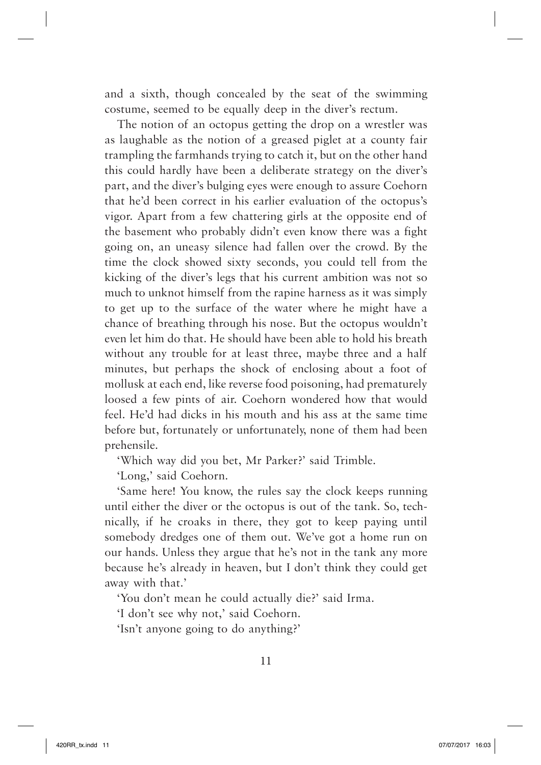and a sixth, though concealed by the seat of the swimming costume, seemed to be equally deep in the diver's rectum.

The notion of an octopus getting the drop on a wrestler was as laughable as the notion of a greased piglet at a county fair trampling the farmhands trying to catch it, but on the other hand this could hardly have been a deliberate strategy on the diver's part, and the diver's bulging eyes were enough to assure Coehorn that he'd been correct in his earlier evaluation of the octopus's vigor. Apart from a few chattering girls at the opposite end of the basement who probably didn't even know there was a fight going on, an uneasy silence had fallen over the crowd. By the time the clock showed sixty seconds, you could tell from the kicking of the diver's legs that his current ambition was not so much to unknot himself from the rapine harness as it was simply to get up to the surface of the water where he might have a chance of breathing through his nose. But the octopus wouldn't even let him do that. He should have been able to hold his breath without any trouble for at least three, maybe three and a half minutes, but perhaps the shock of enclosing about a foot of mollusk at each end, like reverse food poisoning, had prematurely loosed a few pints of air. Coehorn wondered how that would feel. He'd had dicks in his mouth and his ass at the same time before but, fortunately or unfortunately, none of them had been prehensile.

'Which way did you bet, Mr Parker?' said Trimble.

'Long,' said Coehorn.

'Same here! You know, the rules say the clock keeps running until either the diver or the octopus is out of the tank. So, technically, if he croaks in there, they got to keep paying until somebody dredges one of them out. We've got a home run on our hands. Unless they argue that he's not in the tank any more because he's already in heaven, but I don't think they could get away with that.'

'You don't mean he could actually die?' said Irma.

'I don't see why not,' said Coehorn.

'Isn't anyone going to do anything?'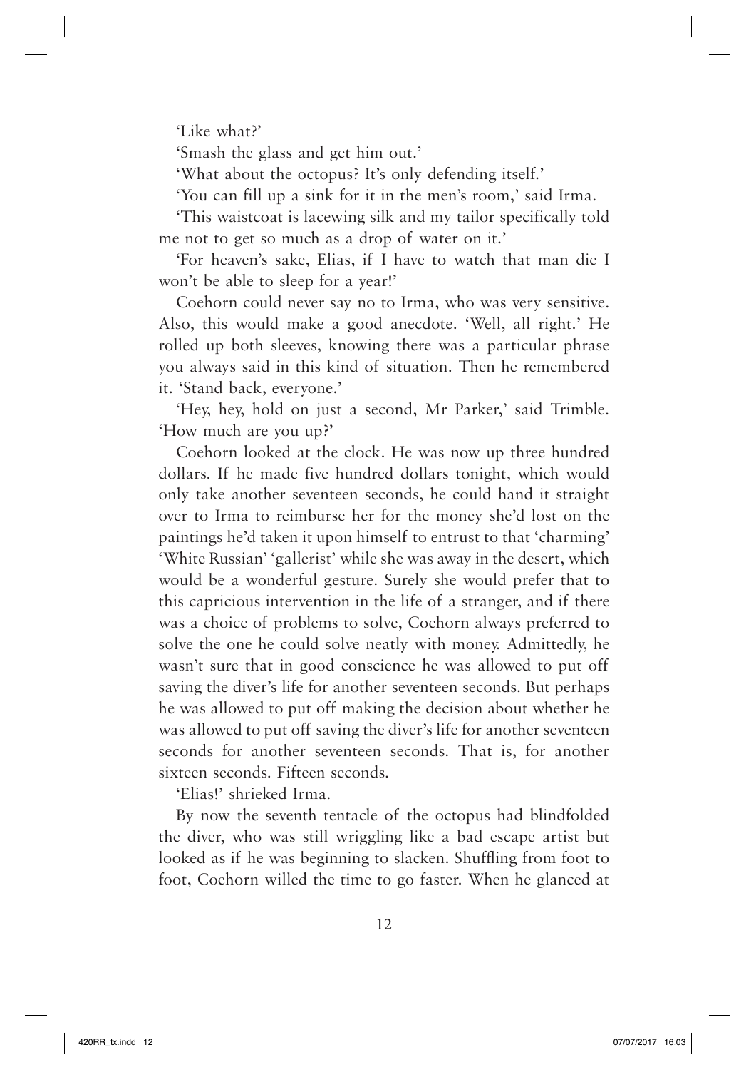'Like what?'

'Smash the glass and get him out.'

'What about the octopus? It's only defending itself.'

'You can fill up a sink for it in the men's room,' said Irma.

'This waistcoat is lacewing silk and my tailor specifically told me not to get so much as a drop of water on it.'

'For heaven's sake, Elias, if I have to watch that man die I won't be able to sleep for a year!'

Coehorn could never say no to Irma, who was very sensitive. Also, this would make a good anecdote. 'Well, all right.' He rolled up both sleeves, knowing there was a particular phrase you always said in this kind of situation. Then he remembered it. 'Stand back, everyone.'

'Hey, hey, hold on just a second, Mr Parker,' said Trimble. 'How much are you up?'

Coehorn looked at the clock. He was now up three hundred dollars. If he made five hundred dollars tonight, which would only take another seventeen seconds, he could hand it straight over to Irma to reimburse her for the money she'd lost on the paintings he'd taken it upon himself to entrust to that 'charming' 'White Russian' 'gallerist' while she was away in the desert, which would be a wonderful gesture. Surely she would prefer that to this capricious intervention in the life of a stranger, and if there was a choice of problems to solve, Coehorn always preferred to solve the one he could solve neatly with money. Admittedly, he wasn't sure that in good conscience he was allowed to put off saving the diver's life for another seventeen seconds. But perhaps he was allowed to put off making the decision about whether he was allowed to put off saving the diver's life for another seventeen seconds for another seventeen seconds. That is, for another sixteen seconds. Fifteen seconds.

'Elias!' shrieked Irma.

By now the seventh tentacle of the octopus had blindfolded the diver, who was still wriggling like a bad escape artist but looked as if he was beginning to slacken. Shuffling from foot to foot, Coehorn willed the time to go faster. When he glanced at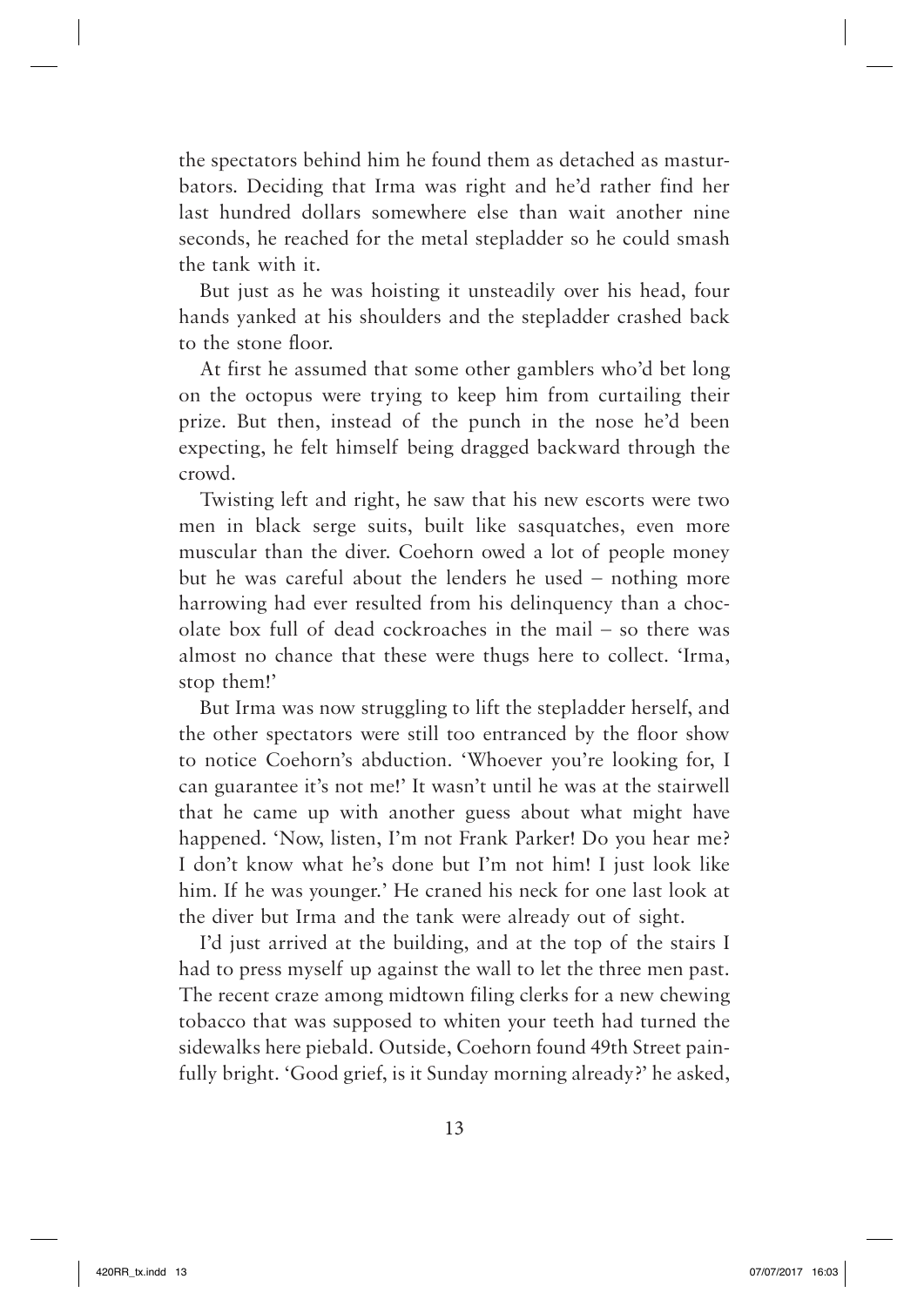the spectators behind him he found them as detached as masturbators. Deciding that Irma was right and he'd rather find her last hundred dollars somewhere else than wait another nine seconds, he reached for the metal stepladder so he could smash the tank with it.

But just as he was hoisting it unsteadily over his head, four hands yanked at his shoulders and the stepladder crashed back to the stone floor.

At first he assumed that some other gamblers who'd bet long on the octopus were trying to keep him from curtailing their prize. But then, instead of the punch in the nose he'd been expecting, he felt himself being dragged backward through the crowd.

Twisting left and right, he saw that his new escorts were two men in black serge suits, built like sasquatches, even more muscular than the diver. Coehorn owed a lot of people money but he was careful about the lenders he used – nothing more harrowing had ever resulted from his delinquency than a chocolate box full of dead cockroaches in the mail – so there was almost no chance that these were thugs here to collect. 'Irma, stop them!'

But Irma was now struggling to lift the stepladder herself, and the other spectators were still too entranced by the floor show to notice Coehorn's abduction. 'Whoever you're looking for, I can guarantee it's not me!' It wasn't until he was at the stairwell that he came up with another guess about what might have happened. 'Now, listen, I'm not Frank Parker! Do you hear me? I don't know what he's done but I'm not him! I just look like him. If he was younger.' He craned his neck for one last look at the diver but Irma and the tank were already out of sight.

I'd just arrived at the building, and at the top of the stairs I had to press myself up against the wall to let the three men past. The recent craze among midtown filing clerks for a new chewing tobacco that was supposed to whiten your teeth had turned the sidewalks here piebald. Outside, Coehorn found 49th Street painfully bright. 'Good grief, is it Sunday morning already?' he asked,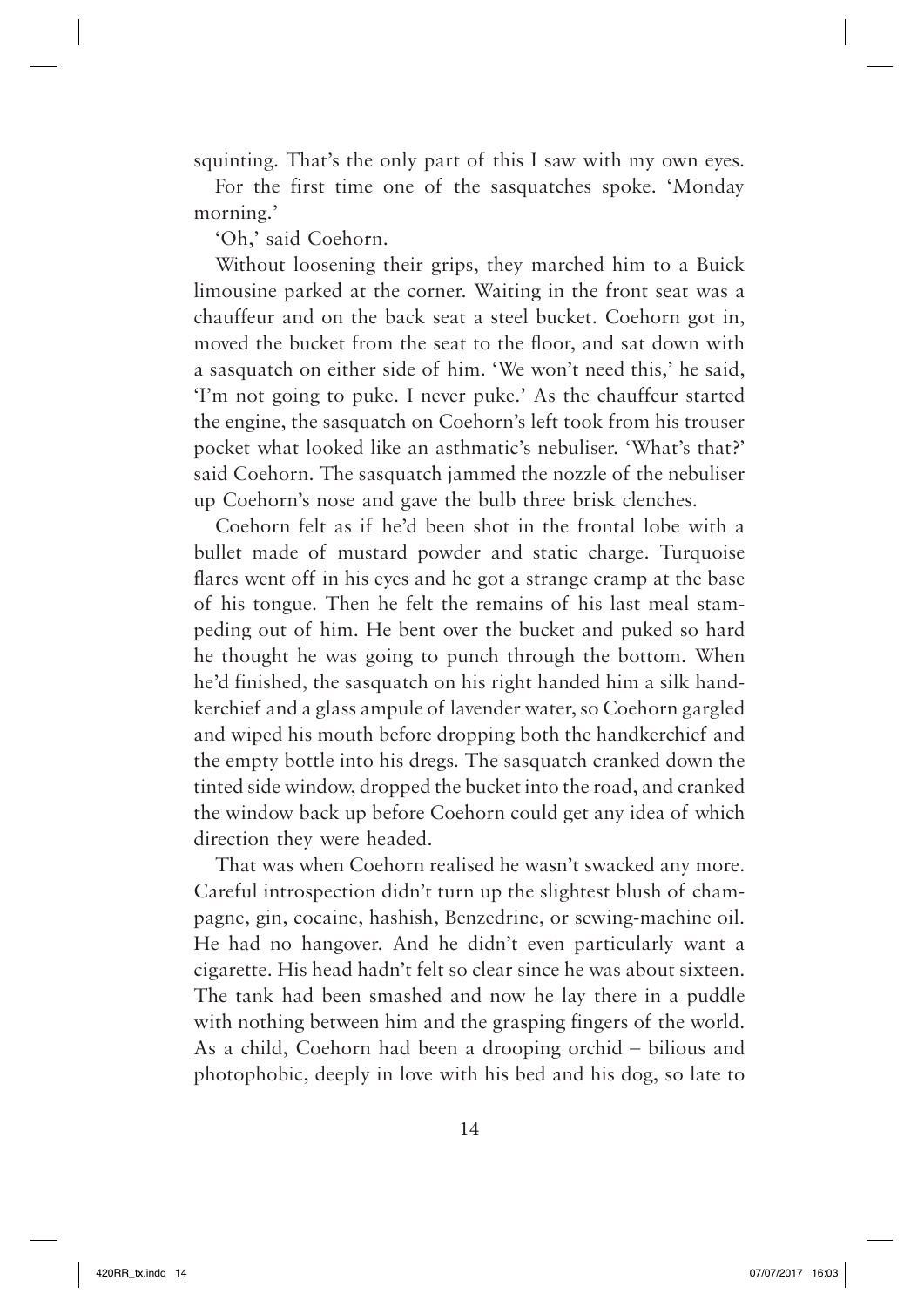squinting. That's the only part of this I saw with my own eyes.

For the first time one of the sasquatches spoke. 'Monday morning.'

'Oh,' said Coehorn.

Without loosening their grips, they marched him to a Buick limousine parked at the corner. Waiting in the front seat was a chauffeur and on the back seat a steel bucket. Coehorn got in, moved the bucket from the seat to the floor, and sat down with a sasquatch on either side of him. 'We won't need this,' he said, 'I'm not going to puke. I never puke.' As the chauffeur started the engine, the sasquatch on Coehorn's left took from his trouser pocket what looked like an asthmatic's nebuliser. 'What's that?' said Coehorn. The sasquatch jammed the nozzle of the nebuliser up Coehorn's nose and gave the bulb three brisk clenches.

Coehorn felt as if he'd been shot in the frontal lobe with a bullet made of mustard powder and static charge. Turquoise flares went off in his eyes and he got a strange cramp at the base of his tongue. Then he felt the remains of his last meal stampeding out of him. He bent over the bucket and puked so hard he thought he was going to punch through the bottom. When he'd finished, the sasquatch on his right handed him a silk handkerchief and a glass ampule of lavender water, so Coehorn gargled and wiped his mouth before dropping both the handkerchief and the empty bottle into his dregs. The sasquatch cranked down the tinted side window, dropped the bucket into the road, and cranked the window back up before Coehorn could get any idea of which direction they were headed.

That was when Coehorn realised he wasn't swacked any more. Careful introspection didn't turn up the slightest blush of champagne, gin, cocaine, hashish, Benzedrine, or sewing-machine oil. He had no hangover. And he didn't even particularly want a cigarette. His head hadn't felt so clear since he was about sixteen. The tank had been smashed and now he lay there in a puddle with nothing between him and the grasping fingers of the world. As a child, Coehorn had been a drooping orchid – bilious and photophobic, deeply in love with his bed and his dog, so late to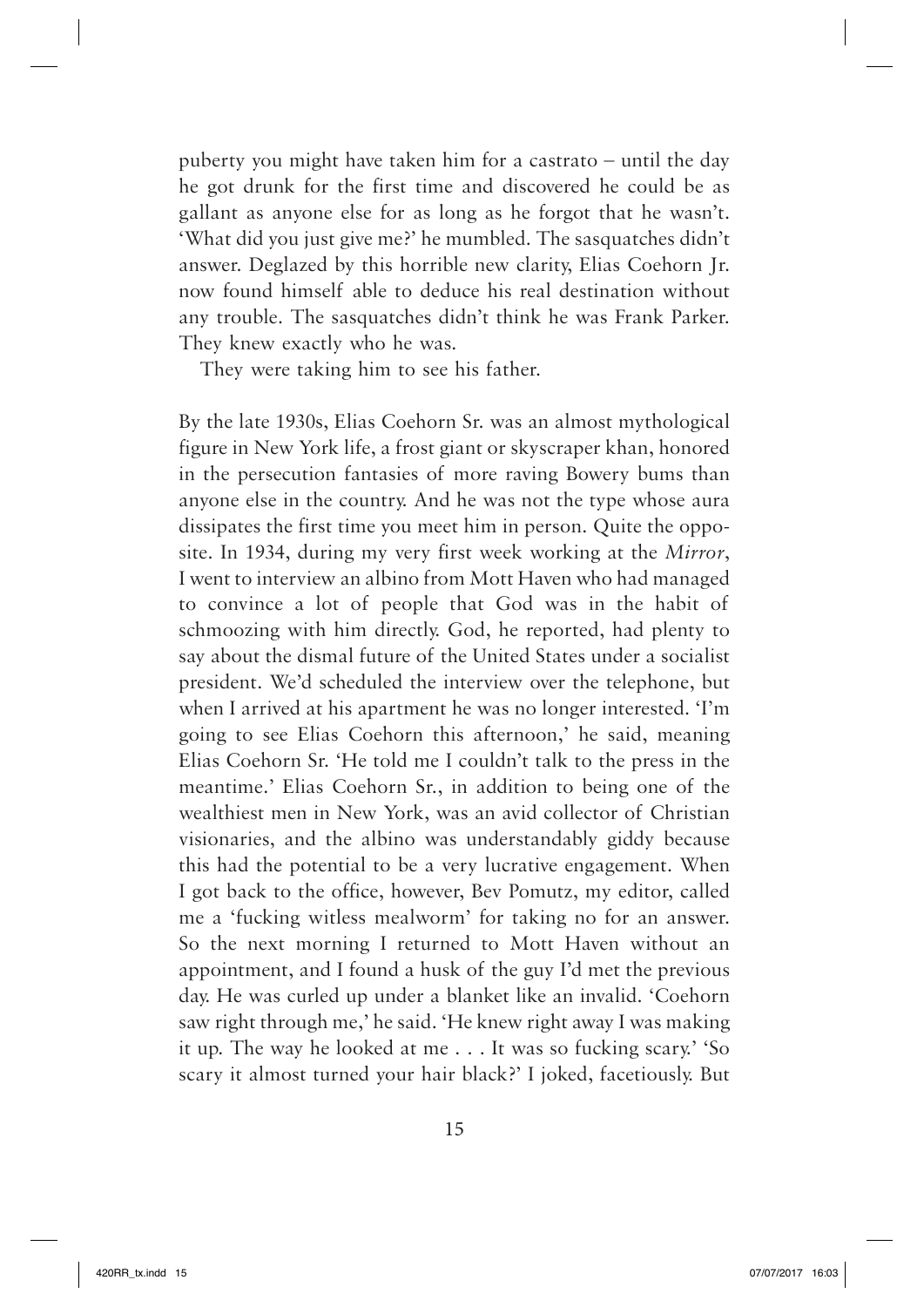puberty you might have taken him for a castrato – until the day he got drunk for the first time and discovered he could be as gallant as anyone else for as long as he forgot that he wasn't. 'What did you just give me?' he mumbled. The sasquatches didn't answer. Deglazed by this horrible new clarity, Elias Coehorn Jr. now found himself able to deduce his real destination without any trouble. The sasquatches didn't think he was Frank Parker. They knew exactly who he was.

They were taking him to see his father.

By the late 1930s, Elias Coehorn Sr. was an almost mythological figure in New York life, a frost giant or skyscraper khan, honored in the persecution fantasies of more raving Bowery bums than anyone else in the country. And he was not the type whose aura dissipates the first time you meet him in person. Quite the opposite. In 1934, during my very first week working at the *Mirror*, I went to interview an albino from Mott Haven who had managed to convince a lot of people that God was in the habit of schmoozing with him directly. God, he reported, had plenty to say about the dismal future of the United States under a socialist president. We'd scheduled the interview over the telephone, but when I arrived at his apartment he was no longer interested. 'I'm going to see Elias Coehorn this afternoon,' he said, meaning Elias Coehorn Sr. 'He told me I couldn't talk to the press in the meantime.' Elias Coehorn Sr., in addition to being one of the wealthiest men in New York, was an avid collector of Christian visionaries, and the albino was understandably giddy because this had the potential to be a very lucrative engagement. When I got back to the office, however, Bev Pomutz, my editor, called me a 'fucking witless mealworm' for taking no for an answer. So the next morning I returned to Mott Haven without an appointment, and I found a husk of the guy I'd met the previous day. He was curled up under a blanket like an invalid. 'Coehorn saw right through me,' he said. 'He knew right away I was making it up. The way he looked at me . . . It was so fucking scary.' 'So scary it almost turned your hair black?' I joked, facetiously. But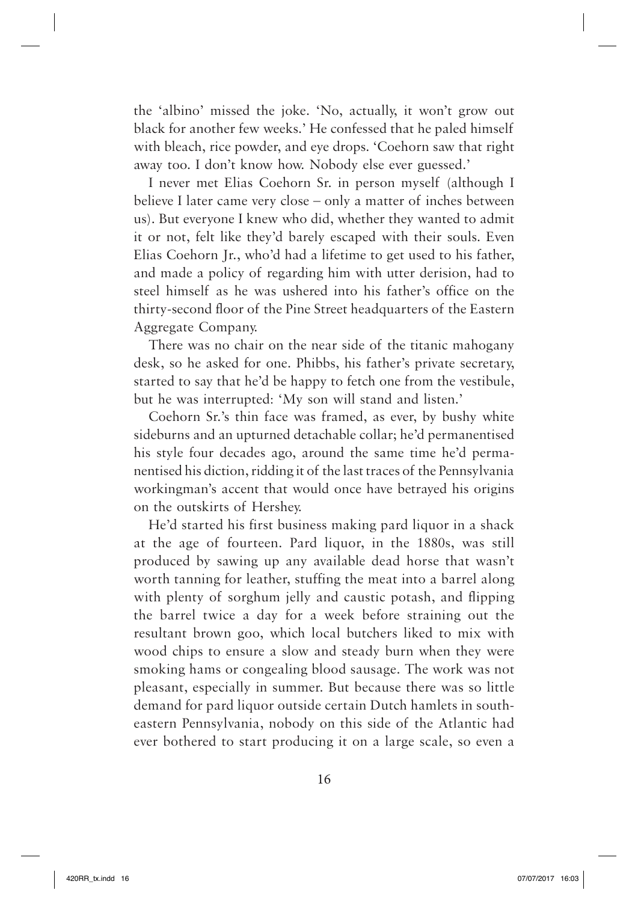the 'albino' missed the joke. 'No, actually, it won't grow out black for another few weeks.' He confessed that he paled himself with bleach, rice powder, and eye drops. 'Coehorn saw that right away too. I don't know how. Nobody else ever guessed.'

I never met Elias Coehorn Sr. in person myself (although I believe I later came very close – only a matter of inches between us). But everyone I knew who did, whether they wanted to admit it or not, felt like they'd barely escaped with their souls. Even Elias Coehorn Jr., who'd had a lifetime to get used to his father, and made a policy of regarding him with utter derision, had to steel himself as he was ushered into his father's office on the thirty-second floor of the Pine Street headquarters of the Eastern Aggregate Company.

There was no chair on the near side of the titanic mahogany desk, so he asked for one. Phibbs, his father's private secretary, started to say that he'd be happy to fetch one from the vestibule, but he was interrupted: 'My son will stand and listen.'

Coehorn Sr.'s thin face was framed, as ever, by bushy white sideburns and an upturned detachable collar; he'd permanentised his style four decades ago, around the same time he'd permanentised his diction, ridding it of the last traces of the Pennsylvania workingman's accent that would once have betrayed his origins on the outskirts of Hershey.

He'd started his first business making pard liquor in a shack at the age of fourteen. Pard liquor, in the 1880s, was still produced by sawing up any available dead horse that wasn't worth tanning for leather, stuffing the meat into a barrel along with plenty of sorghum jelly and caustic potash, and flipping the barrel twice a day for a week before straining out the resultant brown goo, which local butchers liked to mix with wood chips to ensure a slow and steady burn when they were smoking hams or congealing blood sausage. The work was not pleasant, especially in summer. But because there was so little demand for pard liquor outside certain Dutch hamlets in south-eastern Pennsylvania, nobody on this side of the Atlantic had ever bothered to start producing it on a large scale, so even a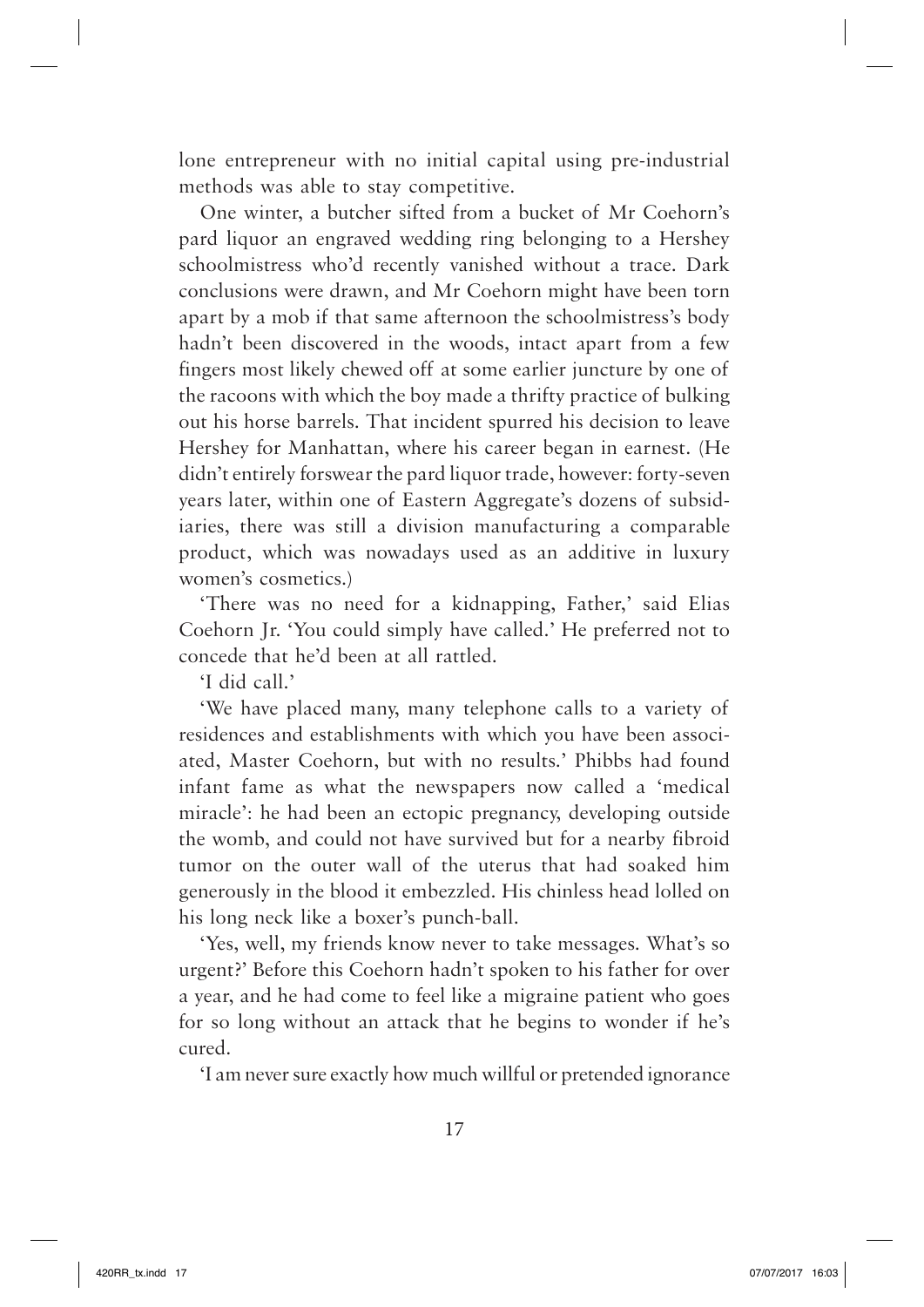lone entrepreneur with no initial capital using pre-industrial methods was able to stay competitive.

One winter, a butcher sifted from a bucket of Mr Coehorn's pard liquor an engraved wedding ring belonging to a Hershey schoolmistress who'd recently vanished without a trace. Dark conclusions were drawn, and Mr Coehorn might have been torn apart by a mob if that same afternoon the schoolmistress's body hadn't been discovered in the woods, intact apart from a few fingers most likely chewed off at some earlier juncture by one of the racoons with which the boy made a thrifty practice of bulking out his horse barrels. That incident spurred his decision to leave Hershey for Manhattan, where his career began in earnest. (He didn't entirely forswear the pard liquor trade, however: forty-seven years later, within one of Eastern Aggregate's dozens of subsidiaries, there was still a division manufacturing a comparable product, which was nowadays used as an additive in luxury women's cosmetics.)

'There was no need for a kidnapping, Father,' said Elias Coehorn Jr. 'You could simply have called.' He preferred not to concede that he'd been at all rattled.

'I did call.'

'We have placed many, many telephone calls to a variety of residences and establishments with which you have been associated, Master Coehorn, but with no results.' Phibbs had found infant fame as what the newspapers now called a 'medical miracle': he had been an ectopic pregnancy, developing outside the womb, and could not have survived but for a nearby fibroid tumor on the outer wall of the uterus that had soaked him generously in the blood it embezzled. His chinless head lolled on his long neck like a boxer's punch-ball.

'Yes, well, my friends know never to take messages. What's so urgent?' Before this Coehorn hadn't spoken to his father for over a year, and he had come to feel like a migraine patient who goes for so long without an attack that he begins to wonder if he's cured.

'I am never sure exactly how much willful or pretended ignorance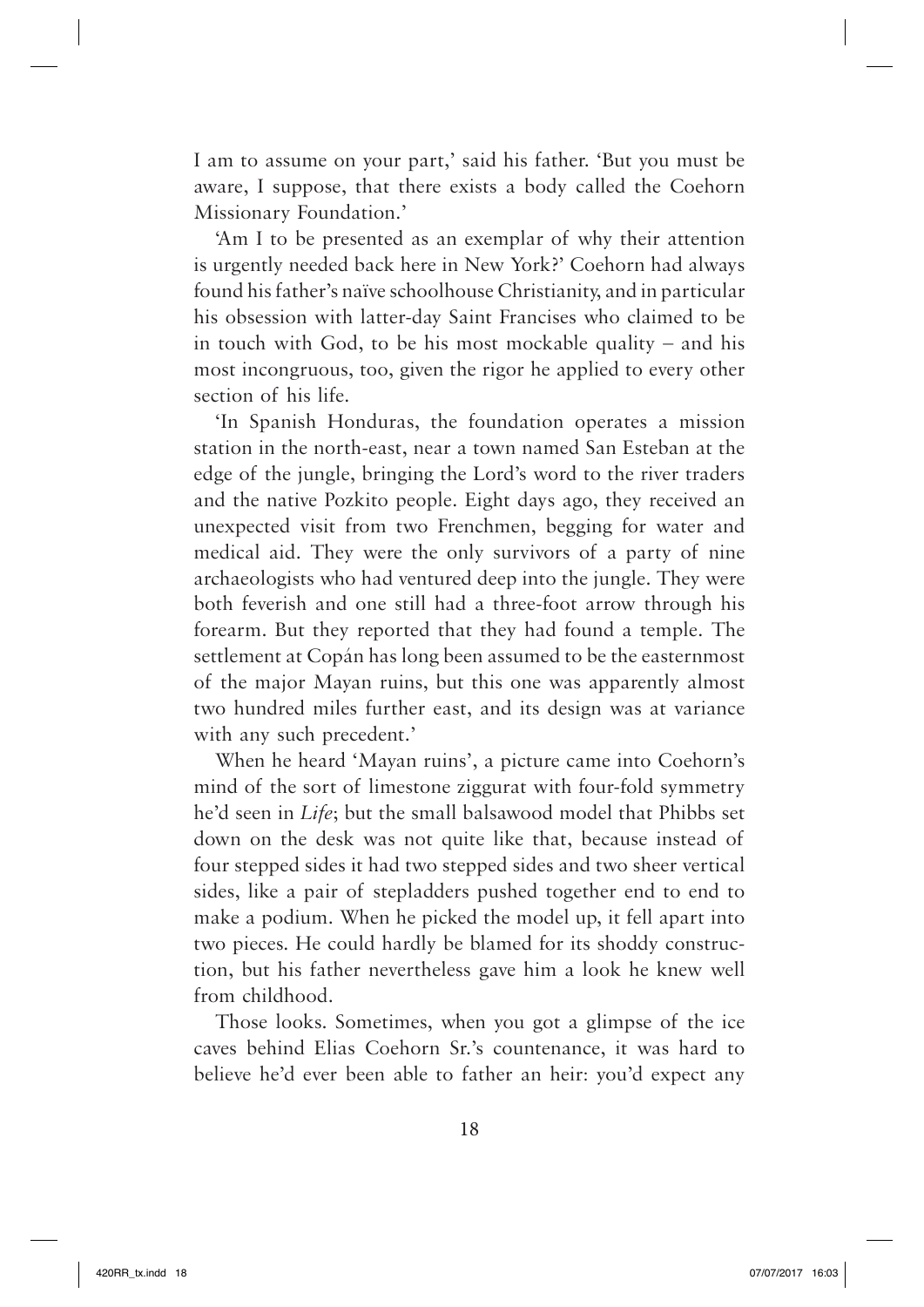I am to assume on your part,' said his father. 'But you must be aware, I suppose, that there exists a body called the Coehorn Missionary Foundation.'

'Am I to be presented as an exemplar of why their attention is urgently needed back here in New York?' Coehorn had always found his father's naïve schoolhouse Christianity, and in particular his obsession with latter-day Saint Francises who claimed to be in touch with God, to be his most mockable quality – and his most incongruous, too, given the rigor he applied to every other section of his life.

'In Spanish Honduras, the foundation operates a mission station in the north-east, near a town named San Esteban at the edge of the jungle, bringing the Lord's word to the river traders and the native Pozkito people. Eight days ago, they received an unexpected visit from two Frenchmen, begging for water and medical aid. They were the only survivors of a party of nine archaeologists who had ventured deep into the jungle. They were both feverish and one still had a three-foot arrow through his forearm. But they reported that they had found a temple. The settlement at Copán has long been assumed to be the easternmost of the major Mayan ruins, but this one was apparently almost two hundred miles further east, and its design was at variance with any such precedent.'

When he heard 'Mayan ruins', a picture came into Coehorn's mind of the sort of limestone ziggurat with four-fold symmetry he'd seen in *Life*; but the small balsawood model that Phibbs set down on the desk was not quite like that, because instead of four stepped sides it had two stepped sides and two sheer vertical sides, like a pair of stepladders pushed together end to end to make a podium. When he picked the model up, it fell apart into two pieces. He could hardly be blamed for its shoddy construction, but his father nevertheless gave him a look he knew well from childhood.

Those looks. Sometimes, when you got a glimpse of the ice caves behind Elias Coehorn Sr.'s countenance, it was hard to believe he'd ever been able to father an heir: you'd expect any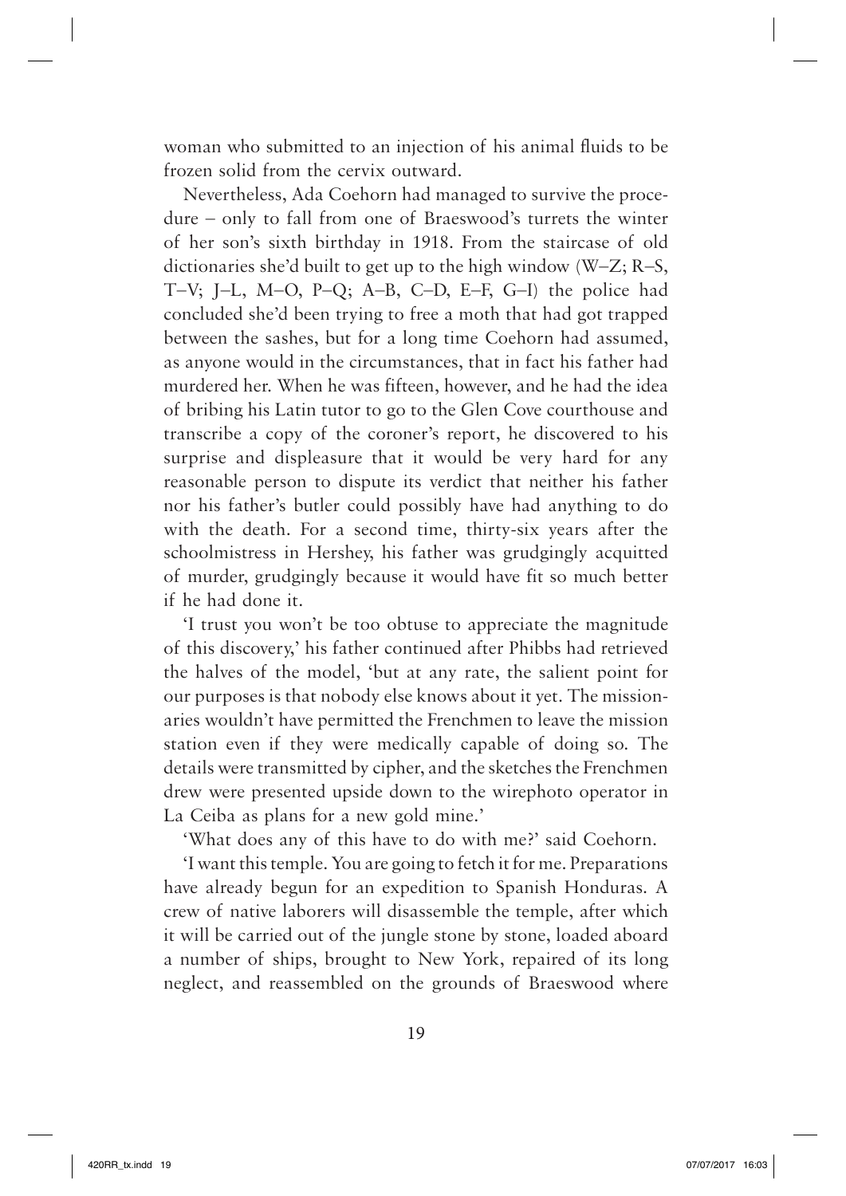woman who submitted to an injection of his animal fluids to be frozen solid from the cervix outward.

Nevertheless, Ada Coehorn had managed to survive the procedure – only to fall from one of Braeswood's turrets the winter of her son's sixth birthday in 1918. From the staircase of old dictionaries she'd built to get up to the high window (W–Z; R–S, T–V; J–L, M–O, P–Q; A–B, C–D, E–F, G–I) the police had concluded she'd been trying to free a moth that had got trapped between the sashes, but for a long time Coehorn had assumed, as anyone would in the circumstances, that in fact his father had murdered her. When he was fifteen, however, and he had the idea of bribing his Latin tutor to go to the Glen Cove courthouse and transcribe a copy of the coroner's report, he discovered to his surprise and displeasure that it would be very hard for any reasonable person to dispute its verdict that neither his father nor his father's butler could possibly have had anything to do with the death. For a second time, thirty-six years after the schoolmistress in Hershey, his father was grudgingly acquitted of murder, grudgingly because it would have fit so much better if he had done it.

'I trust you won't be too obtuse to appreciate the magnitude of this discovery,' his father continued after Phibbs had retrieved the halves of the model, 'but at any rate, the salient point for our purposes is that nobody else knows about it yet. The missionaries wouldn't have permitted the Frenchmen to leave the mission station even if they were medically capable of doing so. The details were transmitted by cipher, and the sketches the Frenchmen drew were presented upside down to the wirephoto operator in La Ceiba as plans for a new gold mine.'

'What does any of this have to do with me?' said Coehorn.

'I want this temple. You are going to fetch it for me. Preparations have already begun for an expedition to Spanish Honduras. A crew of native laborers will disassemble the temple, after which it will be carried out of the jungle stone by stone, loaded aboard a number of ships, brought to New York, repaired of its long neglect, and reassembled on the grounds of Braeswood where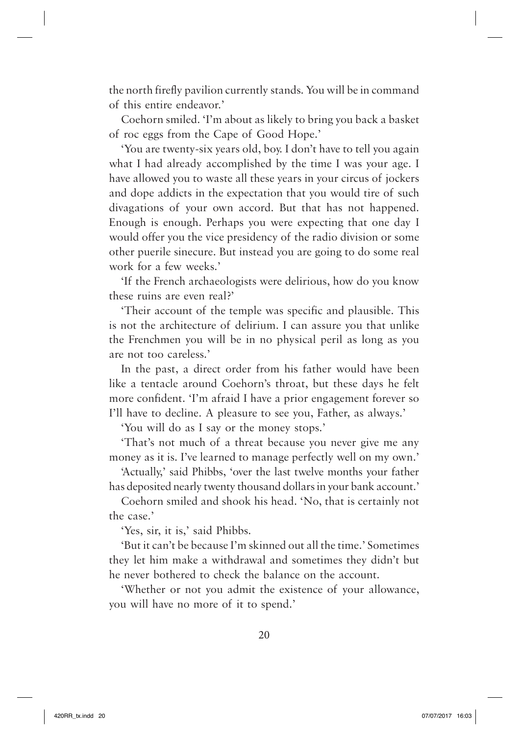the north firefly pavilion currently stands. You will be in command of this entire endeavor.'

Coehorn smiled. 'I'm about as likely to bring you back a basket of roc eggs from the Cape of Good Hope.'

'You are twenty-six years old, boy. I don't have to tell you again what I had already accomplished by the time I was your age. I have allowed you to waste all these years in your circus of jockers and dope addicts in the expectation that you would tire of such divagations of your own accord. But that has not happened. Enough is enough. Perhaps you were expecting that one day I would offer you the vice presidency of the radio division or some other puerile sinecure. But instead you are going to do some real work for a few weeks.'

'If the French archaeologists were delirious, how do you know these ruins are even real?'

'Their account of the temple was specific and plausible. This is not the architecture of delirium. I can assure you that unlike the Frenchmen you will be in no physical peril as long as you are not too careless.'

In the past, a direct order from his father would have been like a tentacle around Coehorn's throat, but these days he felt more confident. 'I'm afraid I have a prior engagement forever so I'll have to decline. A pleasure to see you, Father, as always.'

'You will do as I say or the money stops.'

'That's not much of a threat because you never give me any money as it is. I've learned to manage perfectly well on my own.'

'Actually,' said Phibbs, 'over the last twelve months your father has deposited nearly twenty thousand dollars in your bank account.'

Coehorn smiled and shook his head. 'No, that is certainly not the case.'

'Yes, sir, it is,' said Phibbs.

'But it can't be because I'm skinned out all the time.' Sometimes they let him make a withdrawal and sometimes they didn't but he never bothered to check the balance on the account.

'Whether or not you admit the existence of your allowance, you will have no more of it to spend.'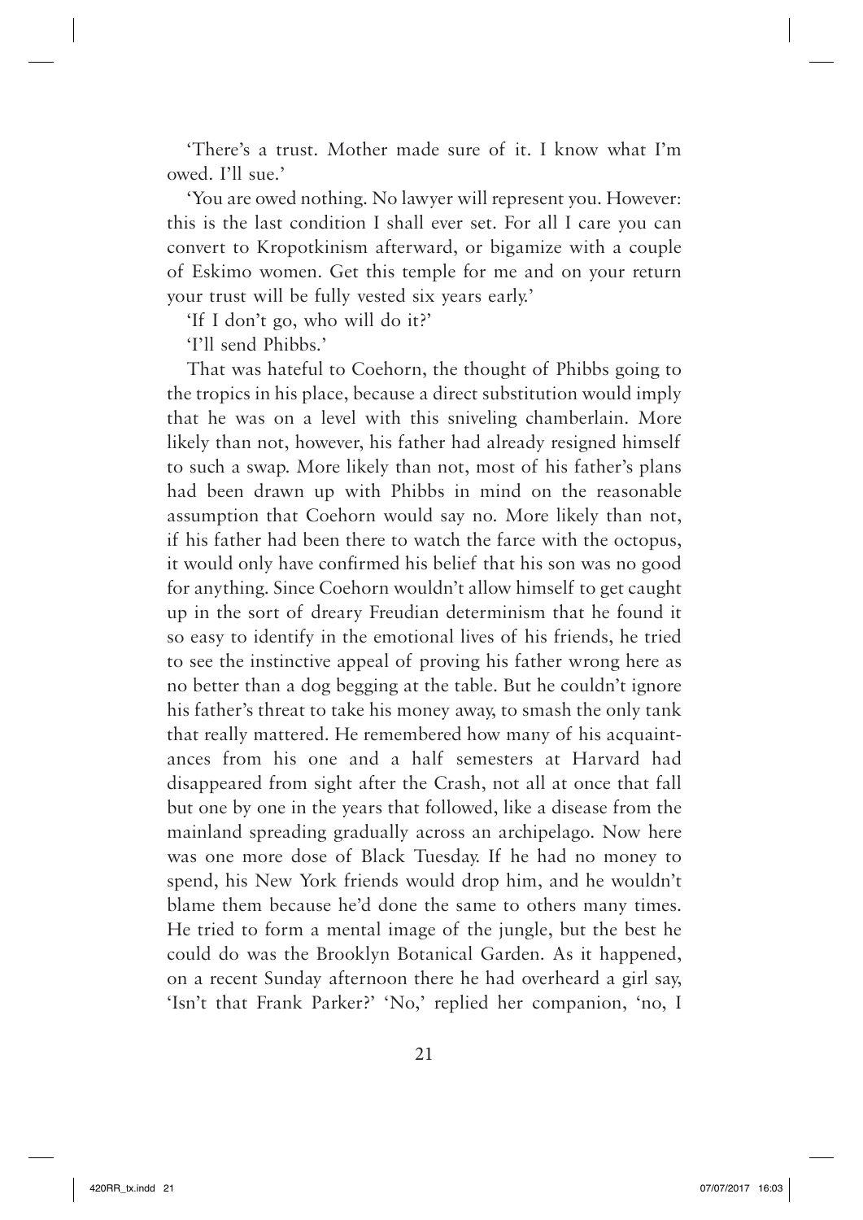'There's a trust. Mother made sure of it. I know what I'm owed. I'll sue.'

'You are owed nothing. No lawyer will represent you. However: this is the last condition I shall ever set. For all I care you can convert to Kropotkinism afterward, or bigamize with a couple of Eskimo women. Get this temple for me and on your return your trust will be fully vested six years early.'

'If I don't go, who will do it?'

'I'll send Phibbs.'

That was hateful to Coehorn, the thought of Phibbs going to the tropics in his place, because a direct substitution would imply that he was on a level with this sniveling chamberlain. More likely than not, however, his father had already resigned himself to such a swap. More likely than not, most of his father's plans had been drawn up with Phibbs in mind on the reasonable assumption that Coehorn would say no. More likely than not, if his father had been there to watch the farce with the octopus, it would only have confirmed his belief that his son was no good for anything. Since Coehorn wouldn't allow himself to get caught up in the sort of dreary Freudian determinism that he found it so easy to identify in the emotional lives of his friends, he tried to see the instinctive appeal of proving his father wrong here as no better than a dog begging at the table. But he couldn't ignore his father's threat to take his money away, to smash the only tank that really mattered. He remembered how many of his acquaintances from his one and a half semesters at Harvard had disappeared from sight after the Crash, not all at once that fall but one by one in the years that followed, like a disease from the mainland spreading gradually across an archipelago. Now here was one more dose of Black Tuesday. If he had no money to spend, his New York friends would drop him, and he wouldn't blame them because he'd done the same to others many times. He tried to form a mental image of the jungle, but the best he could do was the Brooklyn Botanical Garden. As it happened, on a recent Sunday afternoon there he had overheard a girl say, 'Isn't that Frank Parker?' 'No,' replied her companion, 'no, I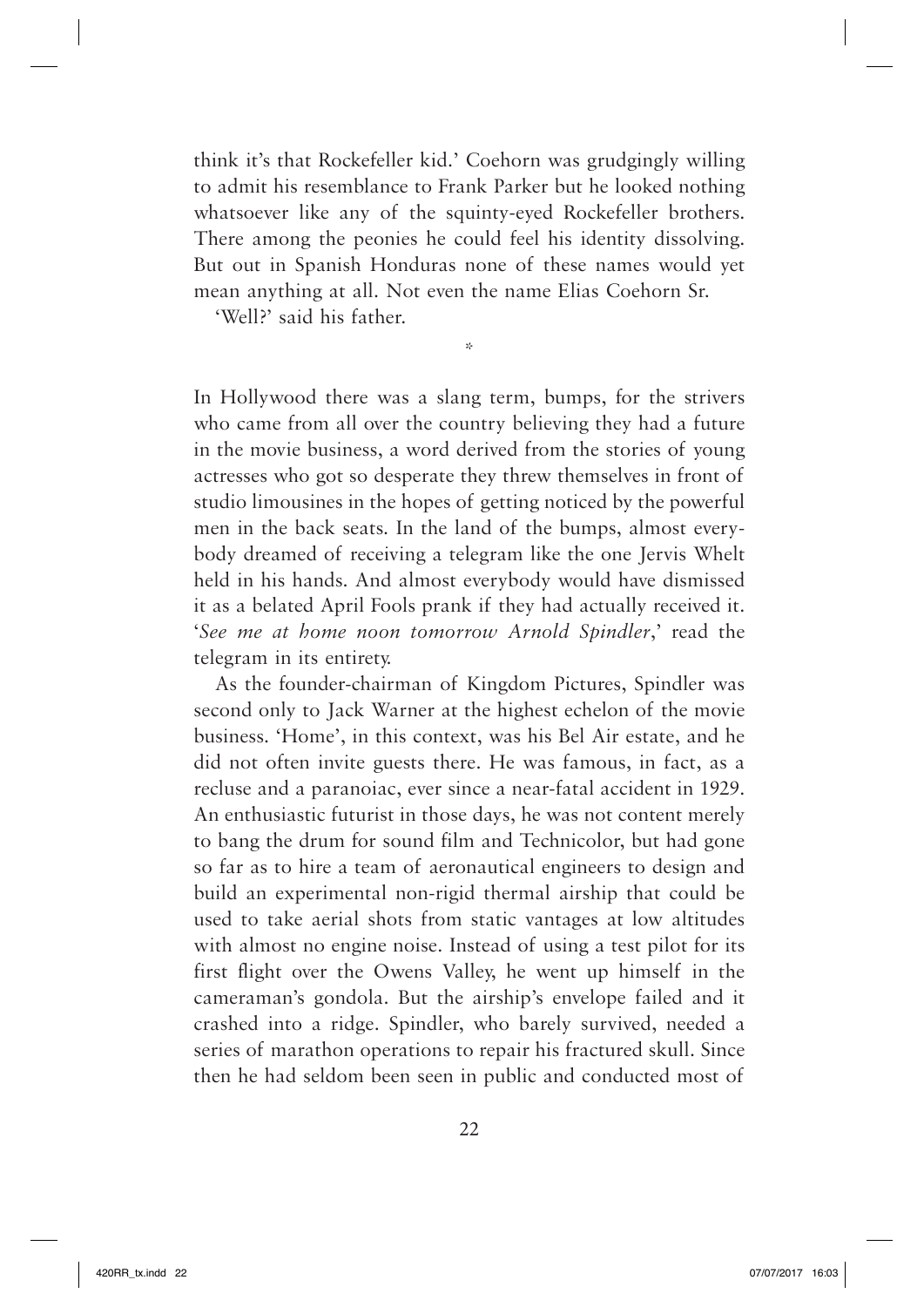think it's that Rockefeller kid.' Coehorn was grudgingly willing to admit his resemblance to Frank Parker but he looked nothing whatsoever like any of the squinty-eyed Rockefeller brothers. There among the peonies he could feel his identity dissolving. But out in Spanish Honduras none of these names would yet mean anything at all. Not even the name Elias Coehorn Sr.

'Well?' said his father.

*

In Hollywood there was a slang term, bumps, for the strivers who came from all over the country believing they had a future in the movie business, a word derived from the stories of young actresses who got so desperate they threw themselves in front of studio limousines in the hopes of getting noticed by the powerful men in the back seats. In the land of the bumps, almost everybody dreamed of receiving a telegram like the one Jervis Whelt held in his hands. And almost everybody would have dismissed it as a belated April Fools prank if they had actually received it. '*See me at home noon tomorrow Arnold Spindler*,' read the telegram in its entirety.

As the founder-chairman of Kingdom Pictures, Spindler was second only to Jack Warner at the highest echelon of the movie business. 'Home', in this context, was his Bel Air estate, and he did not often invite guests there. He was famous, in fact, as a recluse and a paranoiac, ever since a near-fatal accident in 1929. An enthusiastic futurist in those days, he was not content merely to bang the drum for sound film and Technicolor, but had gone so far as to hire a team of aeronautical engineers to design and build an experimental non-rigid thermal airship that could be used to take aerial shots from static vantages at low altitudes with almost no engine noise. Instead of using a test pilot for its first flight over the Owens Valley, he went up himself in the cameraman's gondola. But the airship's envelope failed and it crashed into a ridge. Spindler, who barely survived, needed a series of marathon operations to repair his fractured skull. Since then he had seldom been seen in public and conducted most of